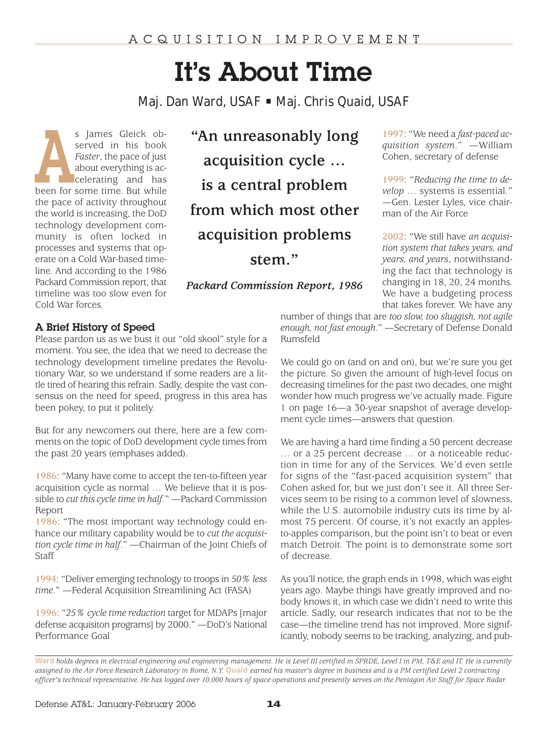# It's About Time

Maj. Dan Ward, USAF ▪ Maj. Chris Quaid, USAF

As James Gleick observed in his book *Faster*, the pace of just about everything is accelerating and has been for some time. But while the pace of activity throughout the world is increasing, the DoD technology development community is often locked in processes and systems that operate on a Cold War-based timeline. And according to the 1986 Packard Commission report, that timeline was too slow even for Cold War forces.

> **"An unreasonably long acquisition cycle … is a central problem from which most other acquisition problems stem."**
>
> ***Packard Commission Report, 1986***

## A Brief History of Speed

Please pardon us as we bust it out "old skool" style for a moment. You see, the idea that we need to decrease the technology development timeline predates the Revolutionary War, so we understand if some readers are a little tired of hearing this refrain. Sadly, despite the vast consensus on the need for speed, progress in this area has been pokey, to put it politely.

But for any newcomers out there, here are a few comments on the topic of DoD development cycle times from the past 20 years (emphases added).

**1986**: "Many have come to accept the ten-to-fifteen year acquisition cycle as normal … We believe that it is possible to *cut this cycle time in half*." —Packard Commission Report

**1986**: "The most important way technology could enhance our military capability would be to *cut the acquisition cycle time in half*." —Chairman of the Joint Chiefs of Staff

**1994**: "Deliver emerging technology to troops in *50% less time*." —Federal Acquisition Streamlining Act (FASA)

**1996**: "*25% cycle time reduction* target for MDAPs [major defense acquisiton programs] by 2000." —DoD's National Performance Goal

**1997**: "We need a *fast-paced acquisition system*." —William Cohen, secretary of defense

**1999**: "*Reducing the time to develop* … systems is essential." —Gen. Lester Lyles, vice chairman of the Air Force

**2002**: "We still have *an acquisition system that takes years, and years, and years*, notwithstanding the fact that technology is changing in 18, 20, 24 months. We have a budgeting process that takes forever. We have any number of things that are *too slow, too sluggish, not agile enough, not fast enough*." —Secretary of Defense Donald Rumsfeld

We could go on (and on and on), but we're sure you get the picture. So given the amount of high-level focus on decreasing timelines for the past two decades, one might wonder how much progress we've actually made. Figure 1 on page 16—a 30-year snapshot of average development cycle times—answers that question.

We are having a hard time finding a 50 percent decrease … or a 25 percent decrease … or a noticeable reduction in time for any of the Services. We'd even settle for signs of the "fast-paced acquisition system" that Cohen asked for, but we just don't see it. All three Services seem to be rising to a common level of slowness, while the U.S. automobile industry cuts its time by almost 75 percent. Of course, it's not exactly an apples-to-apples comparison, but the point isn't to beat or even match Detroit. The point is to demonstrate some sort of decrease.

As you'll notice, the graph ends in 1998, which was eight years ago. Maybe things have greatly improved and nobody knows it, in which case we didn't need to write this article. Sadly, our research indicates that not to be the case—the timeline trend has not improved. More significantly, nobody seems to be tracking, analyzing, and pub-

---

*Ward holds degrees in electrical engineering and engineering management. He is Level III certified in SPRDE, Level I in PM, T&E and IT. He is currently assigned to the Air Force Research Laboratory in Rome, N.Y. Quaid earned his master's degree in business and is a PM certified Level 2 contracting officer's technical representative. He has logged over 10,000 hours of space operations and presently serves on the Pentagon Air Staff for Space Radar.*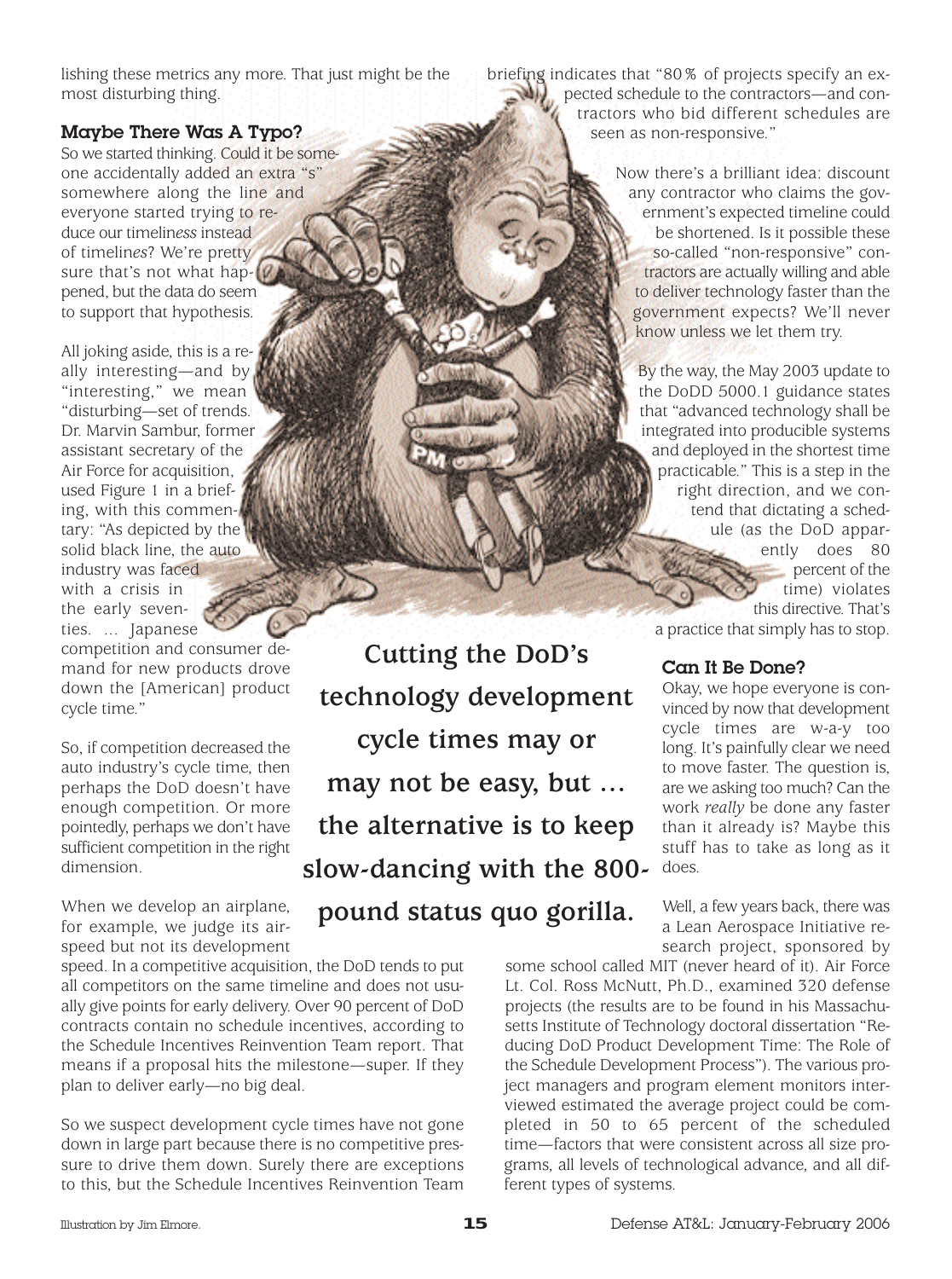lishing these metrics any more. That just might be the most disturbing thing.

### Maybe There Was A Typo?

So we started thinking. Could it be someone accidentally added an extra "s" somewhere along the line and everyone started trying to reduce our timeli*ness* instead of timeli*nes*? We're pretty sure that's not what happened, but the data do seem to support that hypothesis.

All joking aside, this is a really interesting—and by "interesting," we mean "disturbing"—set of trends. Dr. Marvin Sambur, former assistant secretary of the Air Force for acquisition, used Figure 1 in a briefing, with this commentary: "As depicted by the solid black line, the auto industry was faced with a crisis in the early seventies. … Japanese competition and consumer demand for new products drove down the [American] product cycle time."

So, if competition decreased the auto industry's cycle time, then perhaps the DoD doesn't have enough competition. Or more pointedly, perhaps we don't have sufficient competition in the right dimension.

When we develop an airplane, for example, we judge its airspeed but not its development speed. In a competitive acquisition, the DoD tends to put all competitors on the same timeline and does not usually give points for early delivery. Over 90 percent of DoD contracts contain no schedule incentives, according to the Schedule Incentives Reinvention Team report. That means if a proposal hits the milestone—super. If they plan to deliver early—no big deal.

So we suspect development cycle times have not gone down in large part because there is no competitive pressure to drive them down. Surely there are exceptions to this, but the Schedule Incentives Reinvention Team briefing indicates that "80% of projects specify an expected schedule to the contractors—and contractors who bid different schedules are seen as non-responsive."

Now there's a brilliant idea: discount any contractor who claims the government's expected timeline could be shortened. Is it possible these so-called "non-responsive" contractors are actually willing and able to deliver technology faster than the government expects? We'll never know unless we let them try.

By the way, the May 2003 update to the DoDD 5000.1 guidance states that "advanced technology shall be integrated into producible systems and deployed in the shortest time practicable." This is a step in the right direction, and we contend that dictating a schedule (as the DoD apparently does 80 percent of the time) violates this directive. That's a practice that simply has to stop.

**Cutting the DoD's technology development cycle times may or may not be easy, but … the alternative is to keep slow-dancing with the 800-pound status quo gorilla.**

### Can It Be Done?

Okay, we hope everyone is convinced by now that development cycle times are w-a-y too long. It's painfully clear we need to move faster. The question is, are we asking too much? Can the work *really* be done any faster than it already is? Maybe this stuff has to take as long as it does.

Well, a few years back, there was a Lean Aerospace Initiative research project, sponsored by some school called MIT (never heard of it). Air Force Lt. Col. Ross McNutt, Ph.D., examined 320 defense projects (the results are to be found in his Massachusetts Institute of Technology doctoral dissertation "Reducing DoD Product Development Time: The Role of the Schedule Development Process"). The various project managers and program element monitors interviewed estimated the average project could be completed in 50 to 65 percent of the scheduled time—factors that were consistent across all size programs, all levels of technological advance, and all different types of systems.

Illustration by Jim Elmore.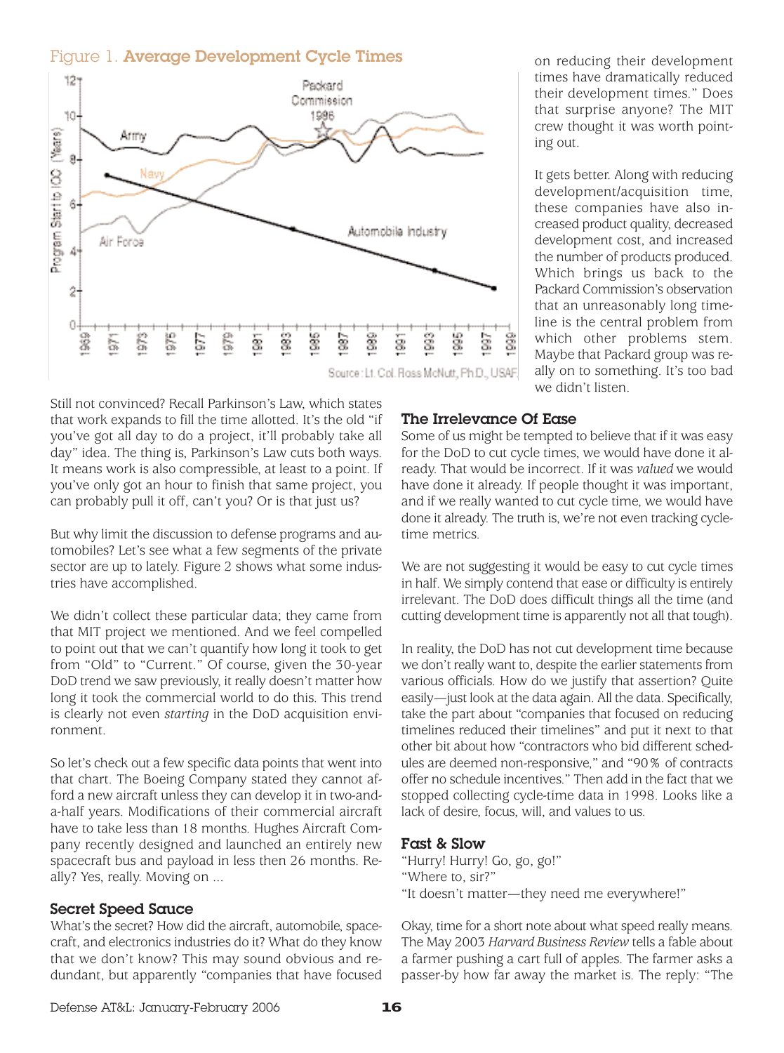Figure 1. **Average Development Cycle Times**

Source: Lt. Col. Ross McNutt, Ph.D., USAF

on reducing their development times have dramatically reduced their development times." Does that surprise anyone? The MIT crew thought it was worth pointing out.

It gets better. Along with reducing development/acquisition time, these companies have also increased product quality, decreased development cost, and increased the number of products produced. Which brings us back to the Packard Commission's observation that an unreasonably long timeline is the central problem from which other problems stem. Maybe that Packard group was really on to something. It's too bad we didn't listen.

Still not convinced? Recall Parkinson's Law, which states that work expands to fill the time allotted. It's the old "if you've got all day to do a project, it'll probably take all day" idea. The thing is, Parkinson's Law cuts both ways. It means work is also compressible, at least to a point. If you've only got an hour to finish that same project, you can probably pull it off, can't you? Or is that just us?

But why limit the discussion to defense programs and automobiles? Let's see what a few segments of the private sector are up to lately. Figure 2 shows what some industries have accomplished.

We didn't collect these particular data; they came from that MIT project we mentioned. And we feel compelled to point out that we can't quantify how long it took to get from "Old" to "Current." Of course, given the 30-year DoD trend we saw previously, it really doesn't matter how long it took the commercial world to do this. This trend is clearly not even *starting* in the DoD acquisition environment.

So let's check out a few specific data points that went into that chart. The Boeing Company stated they cannot afford a new aircraft unless they can develop it in two-and-a-half years. Modifications of their commercial aircraft have to take less than 18 months. Hughes Aircraft Company recently designed and launched an entirely new spacecraft bus and payload in less then 26 months. Really? Yes, really. Moving on ...

### Secret Speed Sauce

What's the secret? How did the aircraft, automobile, spacecraft, and electronics industries do it? What do they know that we don't know? This may sound obvious and redundant, but apparently "companies that have focused on reducing their development times have dramatically reduced their development times."

### The Irrelevance Of Ease

Some of us might be tempted to believe that if it was easy for the DoD to cut cycle times, we would have done it already. That would be incorrect. If it was *valued* we would have done it already. If people thought it was important, and if we really wanted to cut cycle time, we would have done it already. The truth is, we're not even tracking cycle-time metrics.

We are not suggesting it would be easy to cut cycle times in half. We simply contend that ease or difficulty is entirely irrelevant. The DoD does difficult things all the time (and cutting development time is apparently not all that tough).

In reality, the DoD has not cut development time because we don't really want to, despite the earlier statements from various officials. How do we justify that assertion? Quite easily—just look at the data again. All the data. Specifically, take the part about "companies that focused on reducing timelines reduced their timelines" and put it next to that other bit about how "contractors who bid different schedules are deemed non-responsive," and "90% of contracts offer no schedule incentives." Then add in the fact that we stopped collecting cycle-time data in 1998. Looks like a lack of desire, focus, will, and values to us.

### Fast & Slow

"Hurry! Hurry! Go, go, go!"
"Where to, sir?"
"It doesn't matter—they need me everywhere!"

Okay, time for a short note about what speed really means. The May 2003 *Harvard Business Review* tells a fable about a farmer pushing a cart full of apples. The farmer asks a passer-by how far away the market is. The reply: "The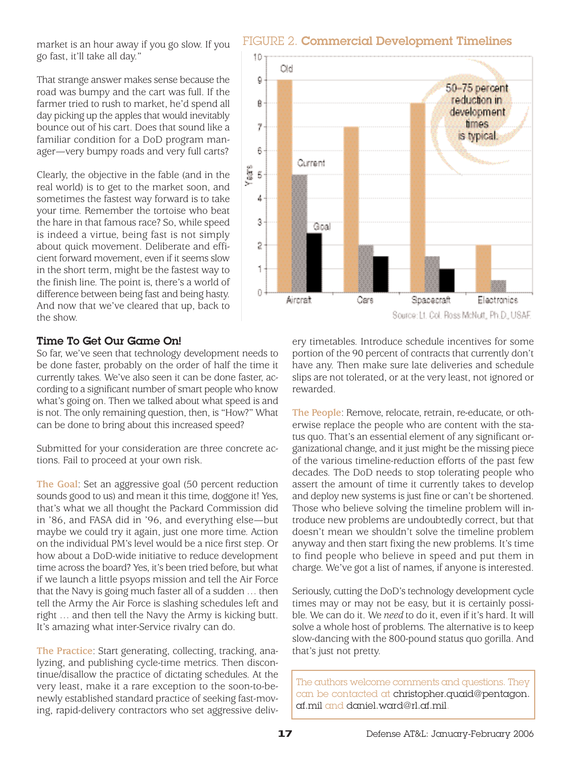market is an hour away if you go slow. If you go fast, it'll take all day."

That strange answer makes sense because the road was bumpy and the cart was full. If the farmer tried to rush to market, he'd spend all day picking up the apples that would inevitably bounce out of his cart. Does that sound like a familiar condition for a DoD program manager—very bumpy roads and very full carts?

Clearly, the objective in the fable (and in the real world) is to get to the market soon, and sometimes the fastest way forward is to take your time. Remember the tortoise who beat the hare in that famous race? So, while speed is indeed a virtue, being fast is not simply about quick movement. Deliberate and efficient forward movement, even if it seems slow in the short term, might be the fastest way to the finish line. The point is, there's a world of difference between being fast and being hasty. And now that we've cleared that up, back to the show.

FIGURE 2. **Commercial Development Timelines**

Years

0 1 2 3 4 5 6 7 8 9 10

Old

Current

Goal

50–75 percent reduction in development times is typical.

Aircraft Cars Spacecraft Electronics

Source: Lt. Col. Ross McNutt, Ph.D., USAF

## Time To Get Our Game On!

So far, we've seen that technology development needs to be done faster, probably on the order of half the time it currently takes. We've also seen it can be done faster, according to a significant number of smart people who know what's going on. Then we talked about what speed is and is not. The only remaining question, then, is "How?" What can be done to bring about this increased speed?

Submitted for your consideration are three concrete actions. Fail to proceed at your own risk.

**The Goal**: Set an aggressive goal (50 percent reduction sounds good to us) and mean it this time, doggone it! Yes, that's what we all thought the Packard Commission did in '86, and FASA did in '96, and everything else—but maybe we could try it again, just one more time. Action on the individual PM's level would be a nice first step. Or how about a DoD-wide initiative to reduce development time across the board? Yes, it's been tried before, but what if we launch a little psyops mission and tell the Air Force that the Navy is going much faster all of a sudden … then tell the Army the Air Force is slashing schedules left and right … and then tell the Navy the Army is kicking butt. It's amazing what inter-Service rivalry can do.

**The Practice**: Start generating, collecting, tracking, analyzing, and publishing cycle-time metrics. Then discontinue/disallow the practice of dictating schedules. At the very least, make it a rare exception to the soon-to-be-newly established standard practice of seeking fast-moving, rapid-delivery contractors who set aggressive delivery timetables. Introduce schedule incentives for some portion of the 90 percent of contracts that currently don't have any. Then make sure late deliveries and schedule slips are not tolerated, or at the very least, not ignored or rewarded.

**The People**: Remove, relocate, retrain, re-educate, or otherwise replace the people who are content with the status quo. That's an essential element of any significant organizational change, and it just might be the missing piece of the various timeline-reduction efforts of the past few decades. The DoD needs to stop tolerating people who assert the amount of time it currently takes to develop and deploy new systems is just fine or can't be shortened. Those who believe solving the timeline problem will introduce new problems are undoubtedly correct, but that doesn't mean we shouldn't solve the timeline problem anyway and then start fixing the new problems. It's time to find people who believe in speed and put them in charge. We've got a list of names, if anyone is interested.

Seriously, cutting the DoD's technology development cycle times may or may not be easy, but it is certainly possible. We can do it. We *need* to do it, even if it's hard. It will solve a whole host of problems. The alternative is to keep slow-dancing with the 800-pound status quo gorilla. And that's just not pretty.

The authors welcome comments and questions. They can be contacted at christopher.quaid@pentagon.af.mil and daniel.ward@rl.af.mil.